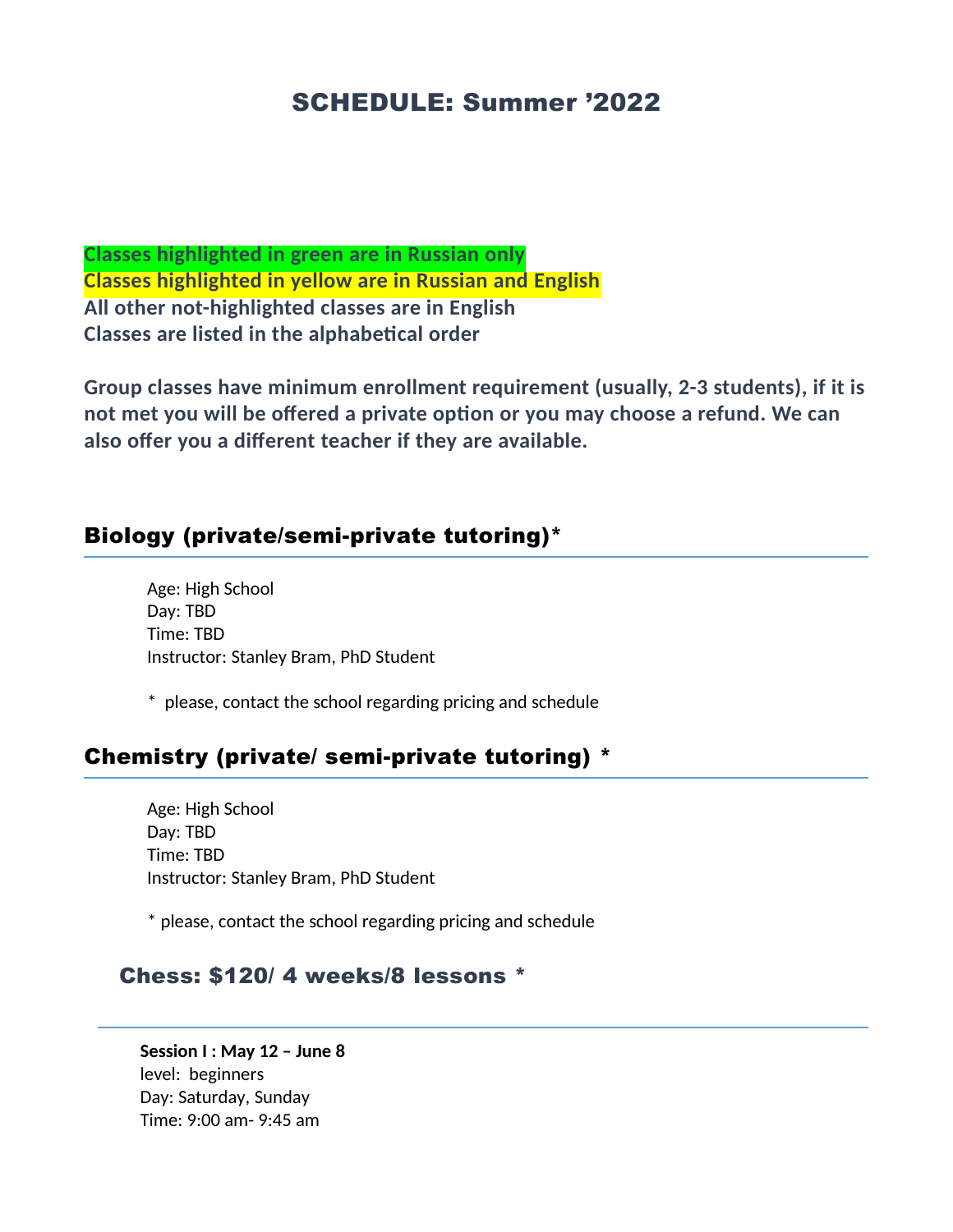# SCHEDULE: Summer '2022

**Classes highlighted in green are in Russian only**
**Classes highlighted in yellow are in Russian and English**
**All other not-highlighted classes are in English**
**Classes are listed in the alphabetical order**

**Group classes have minimum enrollment requirement (usually, 2-3 students), if it is not met you will be offered a private option or you may choose a refund. We can also offer you a different teacher if they are available.**

## Biology (private/semi-private tutoring)*

Age: High School
Day: TBD
Time: TBD
Instructor: Stanley Bram, PhD Student

* please, contact the school regarding pricing and schedule

## Chemistry (private/ semi-private tutoring) *

Age: High School
Day: TBD
Time: TBD
Instructor: Stanley Bram, PhD Student

* please, contact the school regarding pricing and schedule

## Chess: $120/ 4 weeks/8 lessons *

**Session I : May 12 – June 8**
level: beginners
Day: Saturday, Sunday
Time: 9:00 am- 9:45 am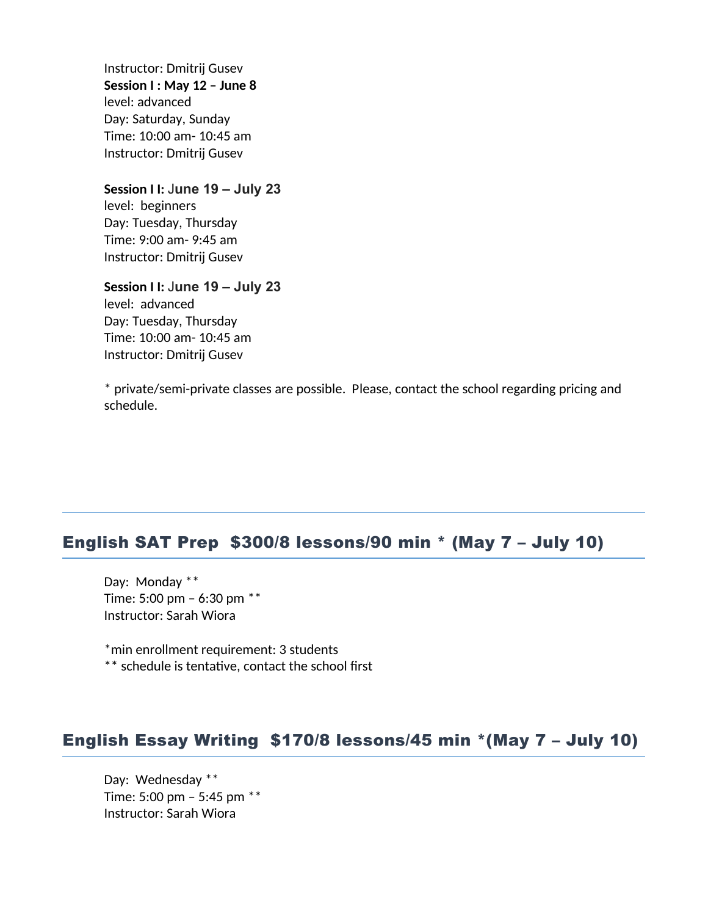Instructor: Dmitrij Gusev

**Session I : May 12 – June 8**
level: advanced
Day: Saturday, Sunday
Time: 10:00 am- 10:45 am
Instructor: Dmitrij Gusev

**Session I I: June 19 – July 23**
level: beginners
Day: Tuesday, Thursday
Time: 9:00 am- 9:45 am
Instructor: Dmitrij Gusev

**Session I I: June 19 – July 23**
level: advanced
Day: Tuesday, Thursday
Time: 10:00 am- 10:45 am
Instructor: Dmitrij Gusev

* private/semi-private classes are possible. Please, contact the school regarding pricing and schedule.

---

## English SAT Prep $300/8 lessons/90 min * (May 7 – July 10)

Day: Monday **
Time: 5:00 pm – 6:30 pm **
Instructor: Sarah Wiora

*min enrollment requirement: 3 students
** schedule is tentative, contact the school first

## English Essay Writing $170/8 lessons/45 min *(May 7 – July 10)

Day: Wednesday **
Time: 5:00 pm – 5:45 pm **
Instructor: Sarah Wiora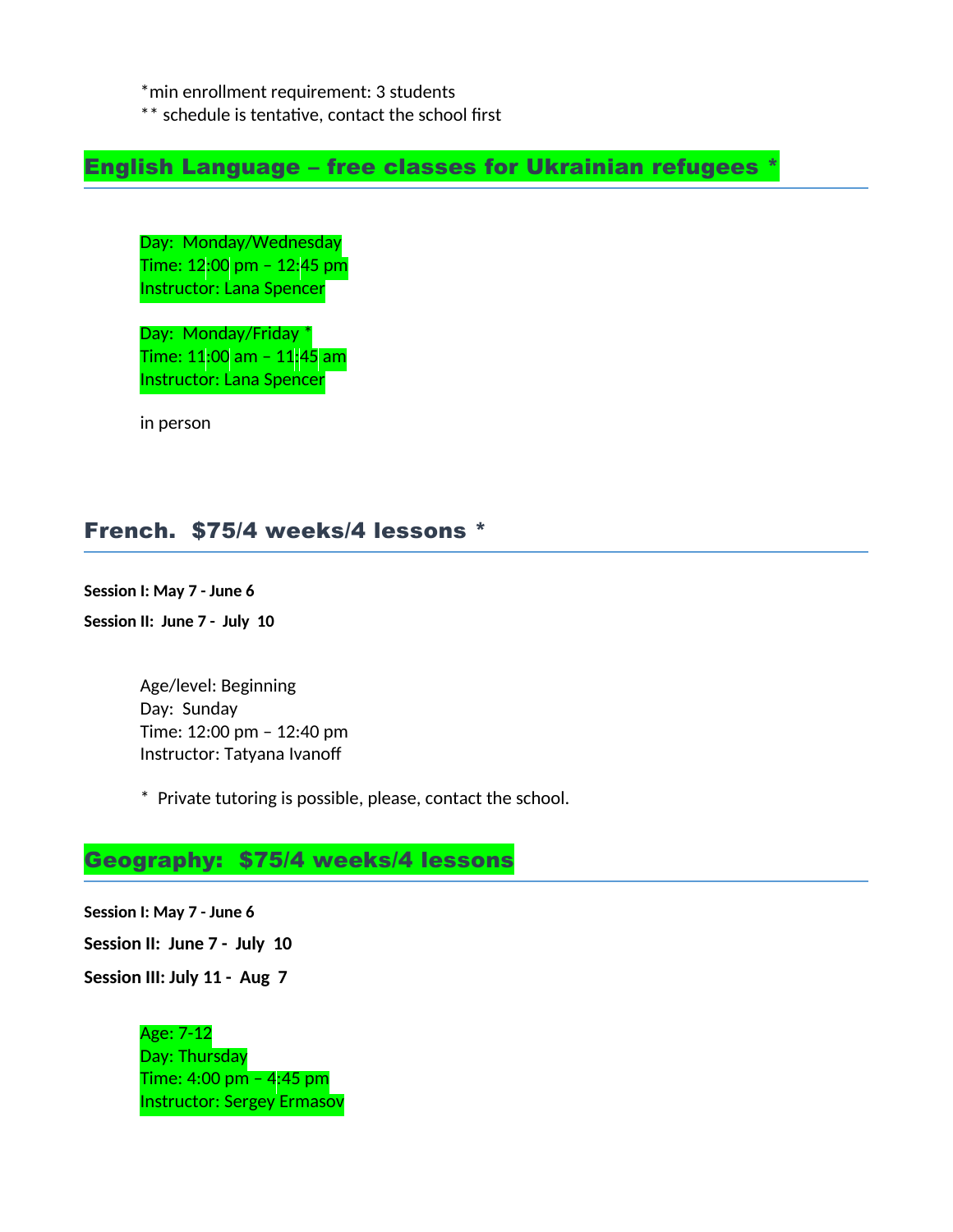*min enrollment requirement: 3 students
** schedule is tentative, contact the school first

## English Language – free classes for Ukrainian refugees *

Day: Monday/Wednesday
Time: 12:00 pm – 12:45 pm
Instructor: Lana Spencer

Day: Monday/Friday *
Time: 11:00 am – 11:45 am
Instructor: Lana Spencer

in person

## French. $75/4 weeks/4 lessons *

**Session I: May 7 - June 6**

**Session II: June 7 - July 10**

Age/level: Beginning
Day: Sunday
Time: 12:00 pm – 12:40 pm
Instructor: Tatyana Ivanoff

* Private tutoring is possible, please, contact the school.

## Geography: $75/4 weeks/4 lessons

**Session I: May 7 - June 6**

**Session II: June 7 - July 10**

**Session III: July 11 - Aug 7**

Age: 7-12
Day: Thursday
Time: 4:00 pm – 4:45 pm
Instructor: Sergey Ermasov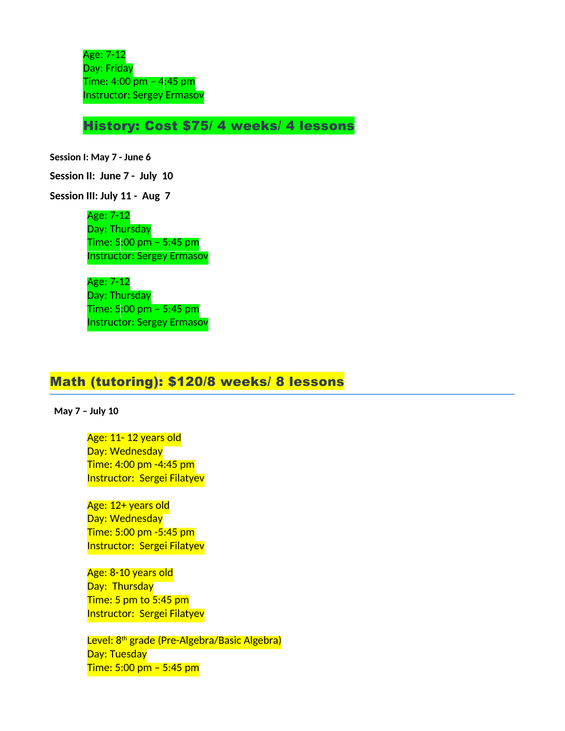Age: 7-12
Day: Friday
Time: 4:00 pm – 4:45 pm
Instructor: Sergey Ermasov

## History: Cost $75/ 4 weeks/ 4 lessons

**Session I: May 7 - June 6**

**Session II: June 7 - July 10**

**Session III: July 11 - Aug 7**

Age: 7-12
Day: Thursday
Time: 5:00 pm – 5:45 pm
Instructor: Sergey Ermasov

Age: 7-12
Day: Thursday
Time: 5:00 pm – 5:45 pm
Instructor: Sergey Ermasov

## Math (tutoring): $120/8 weeks/ 8 lessons

**May 7 – July 10**

Age: 11- 12 years old
Day: Wednesday
Time: 4:00 pm -4:45 pm
Instructor: Sergei Filatyev

Age: 12+ years old
Day: Wednesday
Time: 5:00 pm -5:45 pm
Instructor: Sergei Filatyev

Age: 8-10 years old
Day: Thursday
Time: 5 pm to 5:45 pm
Instructor: Sergei Filatyev

Level: 8th grade (Pre-Algebra/Basic Algebra)
Day: Tuesday
Time: 5:00 pm – 5:45 pm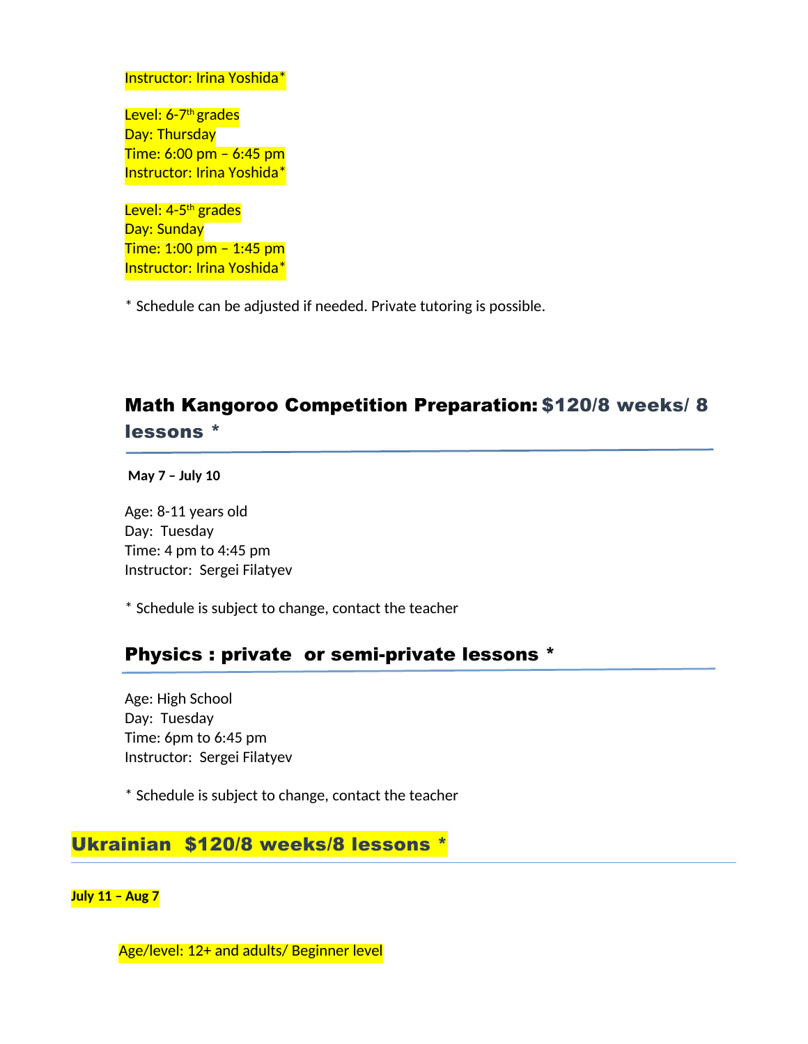Instructor: Irina Yoshida*

Level: 6-7th grades
Day: Thursday
Time: 6:00 pm – 6:45 pm
Instructor: Irina Yoshida*

Level: 4-5th grades
Day: Sunday
Time: 1:00 pm – 1:45 pm
Instructor: Irina Yoshida*

* Schedule can be adjusted if needed. Private tutoring is possible.

## Math Kangoroo Competition Preparation: $120/8 weeks/ 8 lessons *

**May 7 – July 10**

Age: 8-11 years old
Day: Tuesday
Time: 4 pm to 4:45 pm
Instructor: Sergei Filatyev

* Schedule is subject to change, contact the teacher

## Physics : private or semi-private lessons *

Age: High School
Day: Tuesday
Time: 6pm to 6:45 pm
Instructor: Sergei Filatyev

* Schedule is subject to change, contact the teacher

## Ukrainian $120/8 weeks/8 lessons *

**July 11 – Aug 7**

Age/level: 12+ and adults/ Beginner level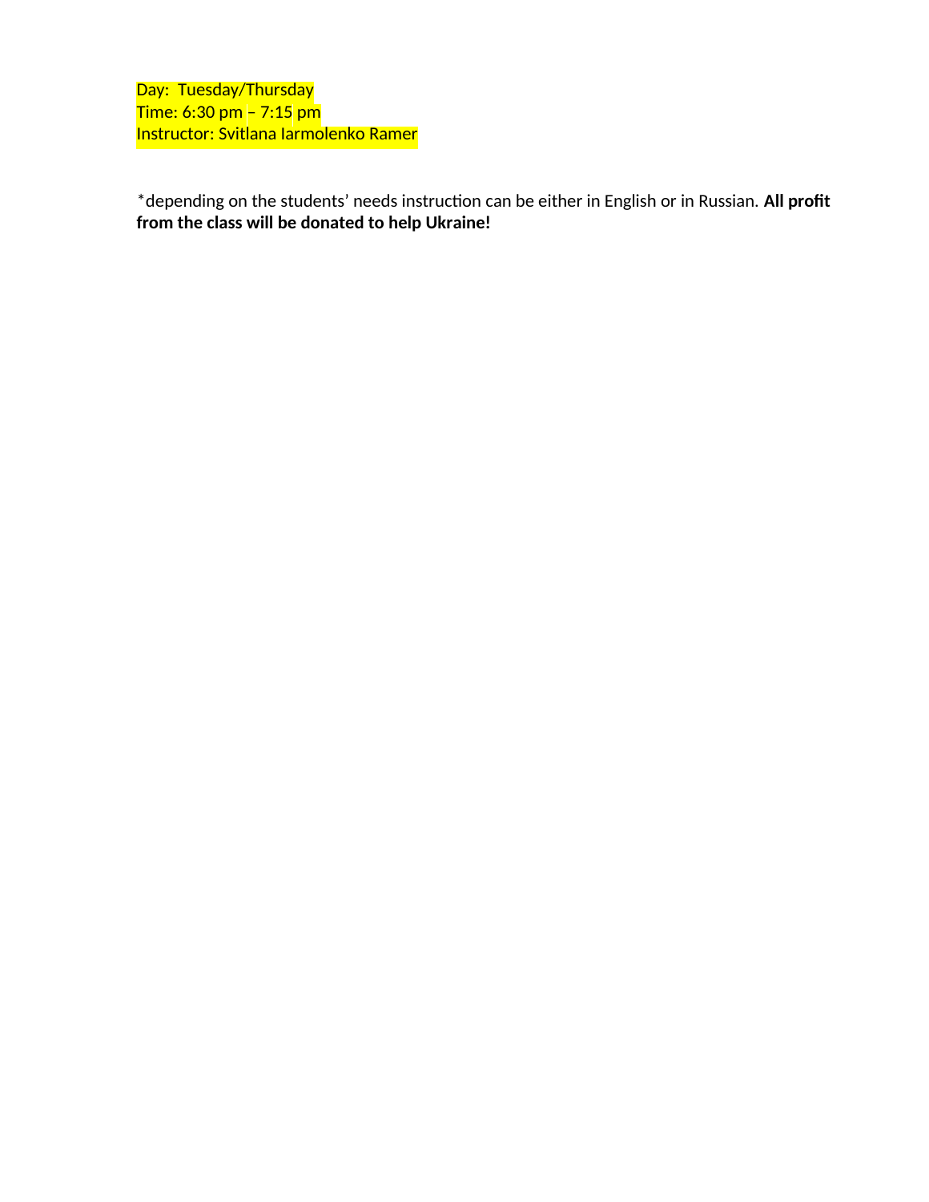Day:  Tuesday/Thursday
Time: 6:30 pm – 7:15 pm
Instructor: Svitlana Iarmolenko Ramer

*depending on the students' needs instruction can be either in English or in Russian. **All profit from the class will be donated to help Ukraine!**